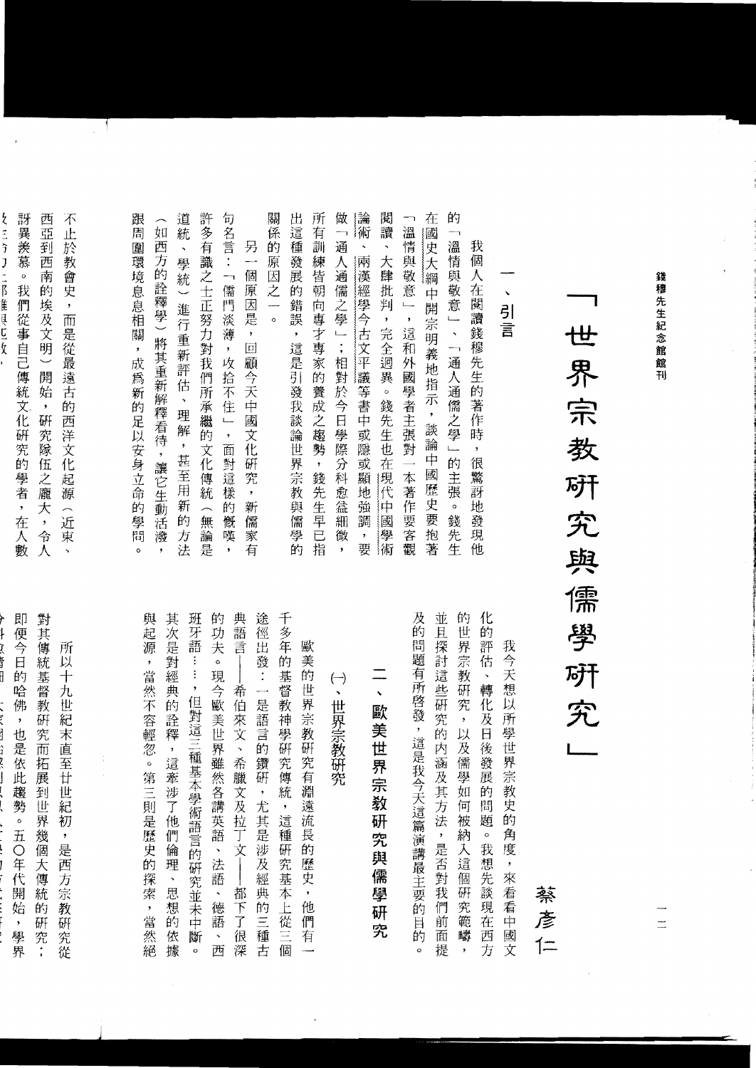# 「世界宗教研究與儒學研究」

蔡彥仁

## 一、引言

我個人在閱讀錢穆先生的著作時，很驚訝地發現他的「溫情與敬意」、「通人通儒之學」的主張。錢先生在國史大綱中開宗明義地指示，談論中國歷史要抱著「溫情與敬意」，這和外國學者主張對一本著作要客觀閱讀、大肆批判，完全迥異。錢先生也在現代中國學術論術、兩漢經學今古文平議等書中或隱或顯地強調，要做「通人通儒之學」；相對於今日學際分科愈益細微，所有訓練皆朝向專才專家的養成之趨勢，錢先生早已指出這種發展的錯誤，這是引發我談論世界宗教與儒學的關係的原因之一。

另一個原因是，回顧今天中國文化研究，新儒家有句名言：「儒門淡薄，收拾不住」，面對這樣的慨嘆，許多有識之士正努力對我們所承繼的文化傳統（無論是道統、學統）進行重新評估、理解，甚至用新的方法（如西方的詮釋學）將其重新解釋看待，讓它生動活潑，跟周圍環境息息相關，成為新的足以安身立命的學問。

我今天想以所學世界宗教史的角度，來看看中國文化的評估、轉化及日後發展的問題。我想先談現在西方的世界宗教研究，以及儒學如何被納入這個研究範疇，並且探討這些研究的內涵及其方法，是否對我們前面提及的問題有所啟發，這是我今天這篇演講最主要的目的。

## 二、歐美世界宗教研究與儒學研究

### (一)、世界宗教研究

歐美的世界宗教研究有淵遠流長的歷史，他們有一千多年的基督教神學研究傳統，這種研究基本上從三個途徑出發：一是語言的鑽研，尤其是涉及經典的三種古典語言——希伯來文、希臘文及拉丁文——都下了很深的功夫。現今歐美世界雖然各講英語、法語、德語、西班牙語……，但對這三種基本學術語言的研究並未中斷。其次是對經典的詮釋，這牽涉了他們倫理、思想的依據與起源，當然不容輕忽。第三則是歷史的探索，當然絕不止於教會史，而是從最遠古的西洋文化起源（近東、西亞到西南的埃及文明）開始，研究隊伍之龐大，令人訝異羨慕。我們從事自己傳統文化研究的學者，在人數

所以十九世紀末直至廿世紀初，是西方宗教研究從對其傳統基督教研究而拓展到世界幾個大傳統的研究；即便今日的哈佛，也是依此趨勢。五〇年代開始，學界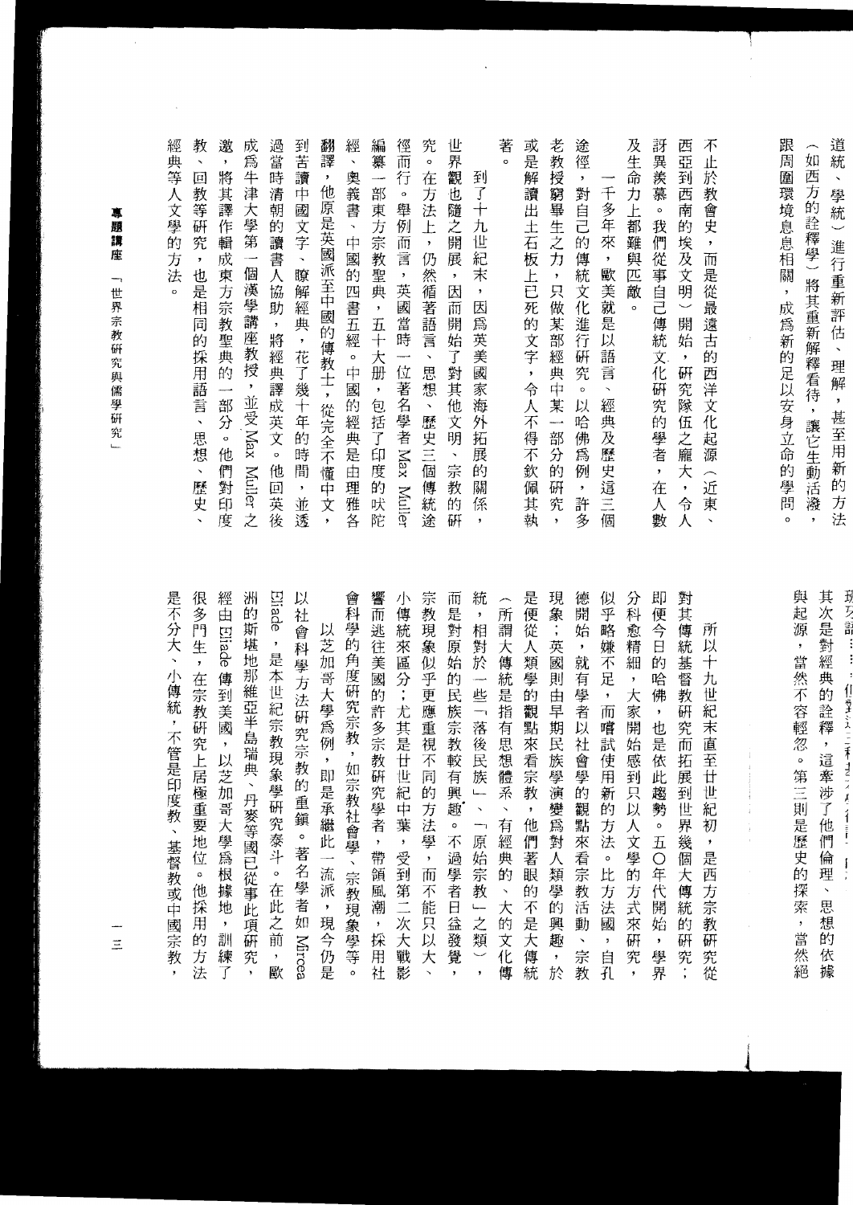道統、學統）進行重新評估、理解，甚至用新的方法（如西方的詮釋學）將其重新解釋看待，讓它生動活潑，跟周圍環境息息相關，成為新的足以安身立命的學問。

不止於教會史，而是從最遠古的西洋文化起源（近東、西亞到西南的埃及文明）開始，研究隊伍之龐大，令人訝異羨慕。我們從事自己傳統文化研究的學者，在人數及生命力上都難與匹敵。

一千多年來，歐美就是以語言、經典及歷史這三個途徑，對自己的傳統文化進行研究。以哈佛為例，許多老教授窮畢生之力，只做某部經典中某一部分的研究，或是解讀出土石板上已死的文字，令人不得不欽佩其執著。

到了十九世紀末，因為英美國家海外拓展的關係，世界觀也隨之開展，因而開始了對其他文明、宗教的研究。在方法上，仍然循著語言、思想、歷史三個傳統途徑而行。舉例而言，英國當時一位著名學者Max Muller編纂一部東方宗教聖典，五十大冊，包括了印度的吠陀經、奧義書、中國的四書五經。中國的經典是由理雅各翻譯，他原是英國派至中國的傳教士，從完全不懂中文，到苦讀中國文字、瞭解經典，花了幾十年的時間，並透過當時清朝的讀書人協助，將經典譯成英文。他回英後成為牛津大學第一個漢學講座教授，並受Max Muller之邀，將其譯作輯成東方宗教聖典的一部分。他們對印度教、回教等研究，也是相同的採用語言、思想、歷史、經典等人文學的方法。

其次是對經典的詮釋，這牽涉了他們倫理、思想的依據與起源，當然不容輕忽。第三則是歷史的探索，當然絕

所以十九世紀末直至廿世紀初，是西方宗教研究從對其傳統基督教研究而拓展到世界幾個大傳統的研究；即便今日的哈佛，也是依此趨勢。五〇年代開始，學界分科愈精細，大家開始感到只以人文學的方式來研究，似乎略嫌不足，而嘗試使用新的方法。比方法國，自孔德開始，就有學者以社會學的觀點來看宗教活動、宗教現象；英國則由早期民族學演變為對人類學的興趣，於是便從人類學的觀點來看宗教，他們著眼的不是大傳統（所謂大傳統是指有思想體系、有經典的、大的文化傳統，相對於一些「落後民族」、「原始宗教」之類），而是對原始的民族宗教較有興趣。不過學者日益發覺，宗教現象似乎更應重視不同的方法學，而不能只以大、小傳統來區分；尤其是廿世紀中葉，受到第二次大戰影響而逃往美國的許多宗教研究學者，帶領風潮，採用社會科學的角度研究宗教，如宗教社會學、宗教現象學等。

以芝加哥大學為例，即是承繼此一流派，現今仍是以社會科學方法研究宗教的重鎮。著名學者如Mircea Eliade，是本世紀宗教現象學研究泰斗。在此之前，歐洲的斯堪地那維亞半島瑞典、丹麥等國已從事此項研究，經由Eliade傳到美國，以芝加哥大學為根據地，訓練了很多門生，在宗教研究上居極重要地位。他採用的方法是不分大、小傳統，不管是印度教、基督教或中國宗教，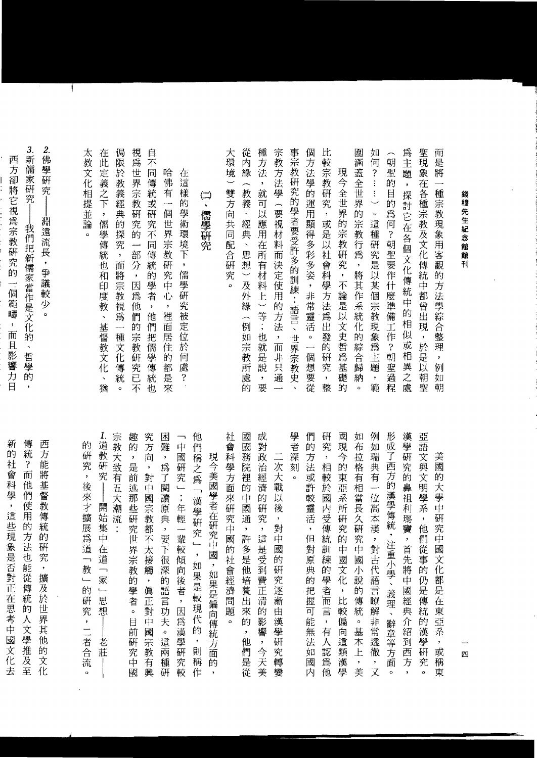而是將一種宗教現象用客觀的方法學綜合整理，例如朝聖現象在各種宗教及文化傳統中都曾出現，於是以朝聖爲主題，探討它在各個文化傳統中的相似或相異之處（朝聖的目的爲何？朝聖要作什麼準備工作？朝聖過程如何？……）。這種研究是以某個宗教現象爲主題，範圍涵蓋全世界的宗教行爲，將其作系統化的綜合歸納。

現今全世界的宗教研究，不論是以文史哲爲基礎的比較宗教研究，或是以社會科學方法爲出發的研究，整個方法學的運用顯得多彩多姿，非常靈活。一個想要從事宗教研究的學者要受許多的訓練：語言、世界宗教史、宗教方法學（要視材料而決定使用的方法，而非只通一種方法，就可以應用在所有材料上）等；也就是說，要從內緣（教義、經典、思想）及外緣（例如宗教所處的大環境）雙方向共同配合研究。

## (二)、儒學研究

在這樣的學術環境下，儒學研究被定位於何處？

哈佛有一個世界宗教研究中心，裡面居住的都是來自不同傳統或研究不同傳統的學者，他們把儒學傳統也視爲世界宗教研究的一部分，因爲他們的宗教研究已不侷限於教義經典的探究，而將宗教視爲一種文化傳統。在此定義之下，儒學傳統也和印度教、基督教文化、猶太教文化相提並論。

2. 佛學研究——淵遠流長，爭議較少。
3. 新儒家研究——我們把新儒家當作是文化的、哲學的，西方卻將它視爲宗教研究的一個範疇，而且影響力日

美國的大學中研究中國文化都是在東亞系，或稱東亞語文與文明學系，他們從事的仍是傳統的漢學研究。漢學研究的鼻祖利瑪竇，首先將中國經典介紹到西方，形成了西方的漢學傳統，注重小學、義理、辭章等方面。例如瑞典有一位高本漢，對古代語言瞭解非常透徹，又如布拉格有相當長久研究中國小說的傳統。基本上，美國現今的東亞系所研究的中國文化，比較偏向這類漢學研究，相較於國內受傳統訓練的學者而言，有人認爲他們的方法或許較靈活，但對原典的把握可能無法如國內學者深刻。

二次大戰以後，對中國的研究逐漸由漢學研究轉變成對政治經濟的研究，這是受到費正清的影響，今天美國國務院裡的中國通，許多是他培養出來的，他們是從社會科學方面來研究中國的社會經濟問題。

現今美國學者在研究中國，如果是偏向傳統方面的，他們稱之爲「漢學研究」，如果是較現代的，則稱作「中國研究」；年輕一輩較傾向後者，因爲漢學研究較困難，爲了閱讀原典，要下很深的語言功夫。這兩種研究方向，對中國宗教都不太接觸，真正對中國宗教有興趣的，是前述那些研究世界宗教的學者。目前研究中國宗教大致有五大潮流：

1. 道教研究——開始集中在道「家」思想——老莊——的研究，後來才擴展爲道「教」的研究，二者合流。

西方能將基督教傳統的研究，擴及於世界其他的文化傳統？而他們使用的方法也能從傳統的人文學推及至新的社會科學，這些現象是否對正在思考中國文化去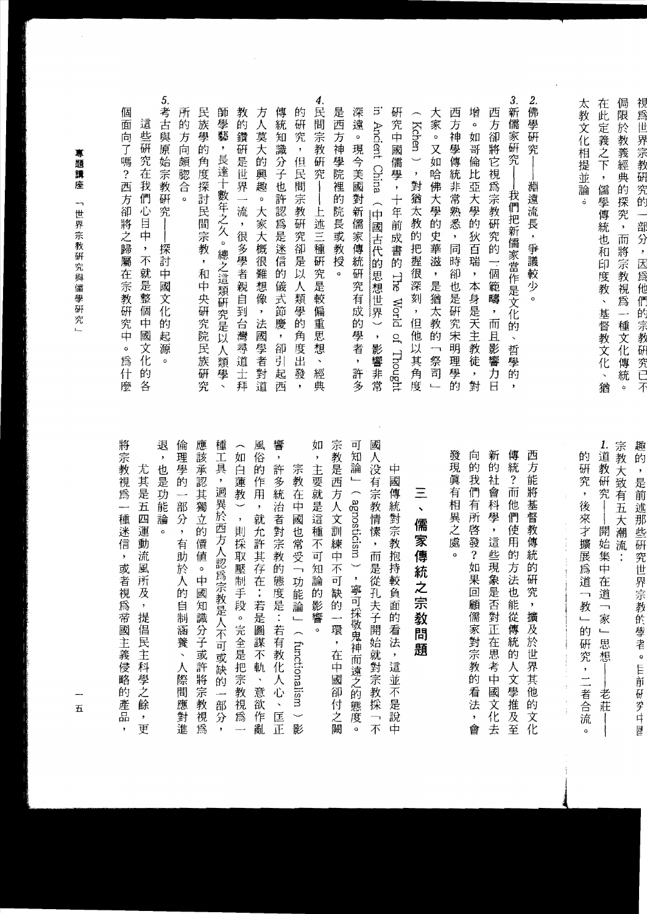視為世界宗教研究的一部分，因為他們的宗教研究已不侷限於教義經典的探究，而將宗教視為一種文化傳統。在此定義之下，儒學傳統也和印度教、基督教文化、猶太教文化相提並論。

趣的，是前述那些研究世界宗教的學者。目前研究中國宗教大致有五大潮流：

1. 道教研究——開始集中在道「家」思想——老莊——的研究，後來才擴展為道「教」的研究，二者合流。
2. 佛學研究——淵遠流長，爭議較少。
3. 新儒家研究——我們把新儒家當作是文化的、哲學的，西方卻將它視為宗教研究的一個範疇，而且影響力日增。如哥倫比亞大學的狄百瑞，本身是天主教徒，對西方神學傳統非常熟悉，同時卻也是研究宋明理學的大家。又如哈佛大學的史華滋，是猶太教的「祭司」（Kchen），對猶太教的把握很深刻，但他以其角度研究中國儒學，十年前成書的 The World of Thought in Ancient China（中國古代的思想世界），影響非常深遠。現今美國對新儒家傳統研究有成的學者，許多是西方神學院裡的院長或教授。
4. 民間宗教研究——上述三種研究是較偏重思想、經典的研究，但民間宗教研究卻是以人類學的角度出發，傳統知識分子也許認為是迷信的儀式節慶，卻引起西方人莫大的興趣。大家大概很難想像，法國學者對道教的鑽研是世界一流，很多學者親自到台灣尋道士拜師學藝，長達十數年之久。總之這類研究是以人類學、民族學的角度探討民間宗教，和中央研究院民族研究所的方向頗吻合。
5. 考古與原始宗教研究——探討中國文化的起源。

這些研究在我們心目中，不就是整個中國文化的各個面向了嗎？西方卻將之歸屬在宗教研究中。為什麼西方能將基督教傳統的研究，擴及於世界其他的文化傳統？而他們使用的方法也能從傳統的人文學推及至新的社會科學，這些現象是否對正在思考中國文化去向的我們有所啟發？如果回顧儒家對宗教的看法，會發現真有相異之處。

## 三、儒家傳統之宗教問題

中國傳統對宗教抱持較負面的看法，這並不是說中國人沒有宗教情懷，而是從孔夫子開始就對宗教採「不可知論」（agnosticism），寧可採敬鬼神而遠之的態度。宗教是西方人文訓練中不可缺的一環，在中國卻付之闕如，主要就是這種不可知論的影響。

宗教在中國也常受「功能論」（functionalism）影響，許多統治者對宗教的態度是：若有教化人心、匡正風俗的作用，就允許其存在；若是圖謀不軌、意欲作亂（如白蓮教），則採取壓制手段。完全是把宗教視為一種工具，迥異於西方人認為宗教是人不可或缺的一部分，應該承認其獨立的價值。中國知識分子或許將宗教視為倫理學的一部分，有助於人的自制涵養、人際間應對進退，也是功能論。

尤其是五四運動流風所及，提倡民主科學之餘，更將宗教視為一種迷信，或者視為帝國主義侵略的產品，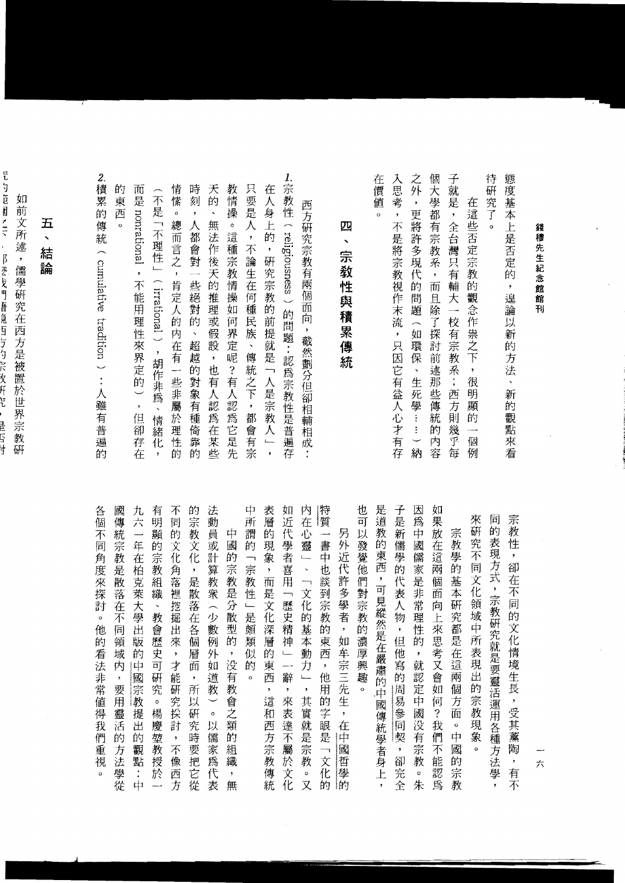態度基本上是否定的，遑論以新的方法、新的觀點來看待研究了。

在這些否定宗教的觀念作祟之下，很明顯的一個例子就是，全台灣只有輔大一校有宗教系；西方則幾乎每個大學都有宗教系，而且除了探討前述那些傳統的內容之外，更將許多現代的問題（如環保、生死學……）納入思考，不是將宗教視作末流，只因它有益人心才有存在價值。

## 四、宗教性與積累傳統

西方研究宗教有兩個面向，截然劃分但卻相輔相成：

*1.* 宗教性（religiousness）的問題：認爲宗教性是普遍存在人身上的，研究宗教的前提就是「人是宗教人」，只要是人，不論生在何種民族、傳統之下，都會有宗教情操。這種宗教情操如何界定呢？有人認爲它是先天的、無法作後天的推理或假設，也有人認爲在某些時刻，人都會對一些絕對的、超越的對象有種倚靠的情愫。總而言之，肯定人的內在有一些非屬於理性的（不是「不理性」（irrational），胡作非爲、情緒化，而是 nonrational，不能用理性來界定的），但卻存在的東西。

*2.* 積累的傳統（cumulative tradition）：人雖有普遍的宗教性，卻在不同的文化情境生長，受其薰陶，有不同的表現方式，宗教研究就是要靈活運用各種方法學，來研究不同文化領域中所表現出的宗教現象。

宗教學的基本研究都是在這兩個方面。中國的宗教如果放在這兩個面向上來思考又會如何？我們不能認爲因爲中國儒家是非常理性的，就認定中國沒有宗教。朱子是新儒學的代表人物，但他寫的周易參同契，卻完全是道教的東西，可見縱然是在嚴肅的中國傳統學者身上，也可以發覺他們對宗教的濃厚興趣。

另外近代許多學者，如牟宗三先生，在中國哲學的特質一書中也談到宗教的東西，他用的字眼是「文化的內在心靈」、「文化的基本動力」，其實就是宗教。又如近代學者喜用「歷史精神」一辭，來表達不屬於文化表層的現象，而是文化深層的東西，這和西方宗教傳統中所謂的「宗教性」是頗類似的。

中國的宗教是分散型的，沒有教會之類的組織，無法動員或計算教眾（少數例外如道教）。以儒家爲代表的宗教文化，是散落在各個層面，所以研究時要把它從不同的文化角落裡挖掘出來，才能研究探討，不像西方有明顯的宗教組織、教會歷史可研究。楊慶堃教授於一九六一年在柏克萊大學出版的中國宗教提出的觀點：中國傳統宗教是散落在不同領域內，要用靈活的方法學從各個不同角度來探討。他的看法非常值得我們重視。

## 五、結論

如前文所述，儒學研究在西方是被置於世界宗教研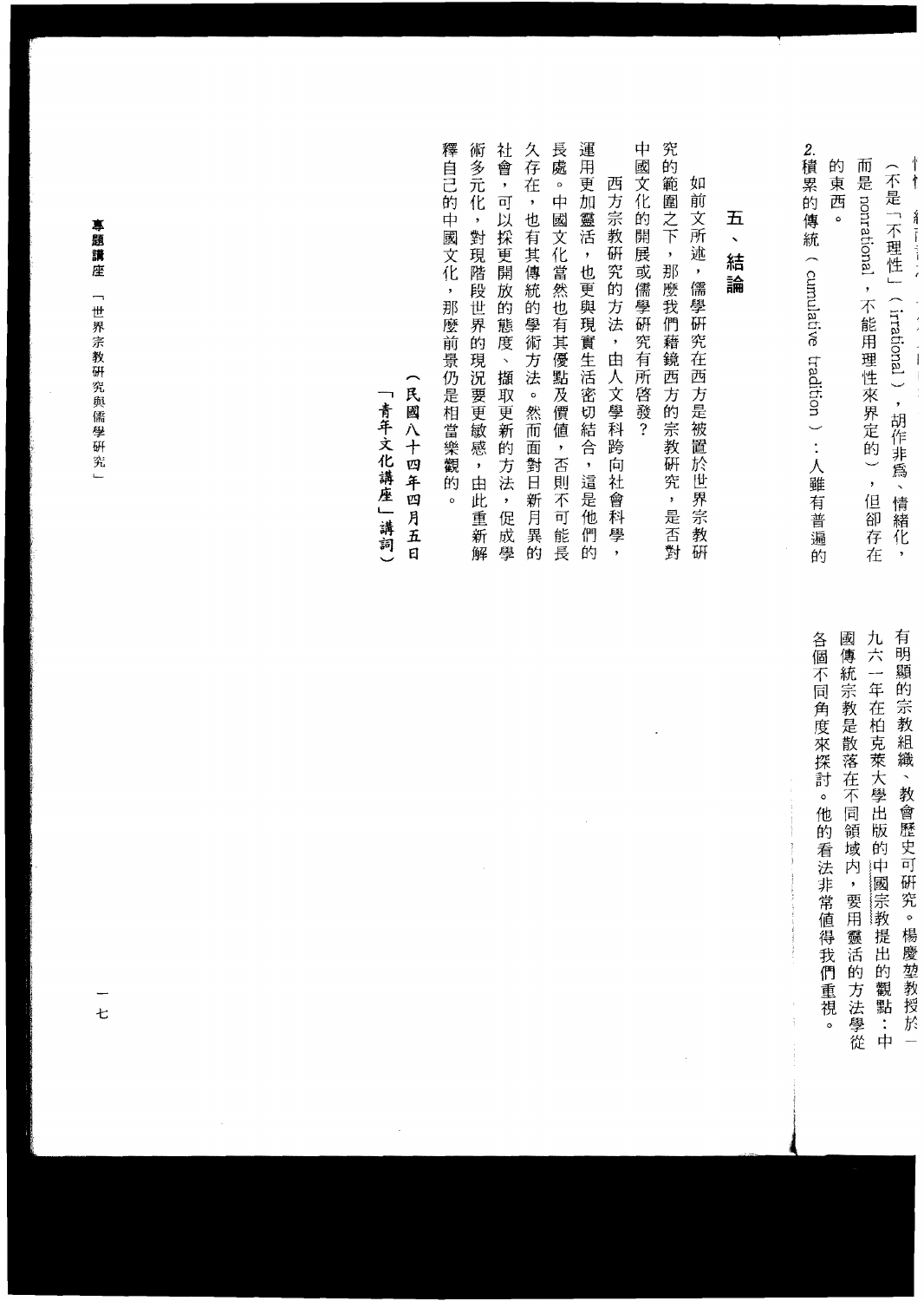有明顯的宗教組織、教會歷史可研究。楊慶堃教授於一九六一年在柏克萊大學出版的中國宗教提出的觀點：中國傳統宗教是散落在不同領域內，要用靈活的方法學從各個不同角度來探討。他的看法非常值得我們重視。

（不是「不理性」）（irrational），胡作非為、情緒化，而是 nonrational，不能用理性來界定的），但卻存在的東西。

2.積累的傳統（cumulative tradition）：人雖有普遍的

## 五、結論

如前文所述，儒學研究在西方是被置於世界宗教研究的範圍之下，那麼我們藉鏡西方的宗教研究，是否對中國文化的開展或儒學研究有所啓發？

西方宗教研究的方法，由人文學科跨向社會科學，運用更加靈活，也更與現實生活密切結合，這是他們的長處。中國文化當然也有其優點及價值，否則不可能長久存在，也有其傳統的學術方法。然而面對日新月異的社會，可以採更開放的態度、擷取更新的方法，促成學術多元化，對現階段世界的現況要更敏感，由此重新解釋自己的中國文化，那麼前景仍是相當樂觀的。

**（民國八十四年四月五日「青年文化講座」講詞）**